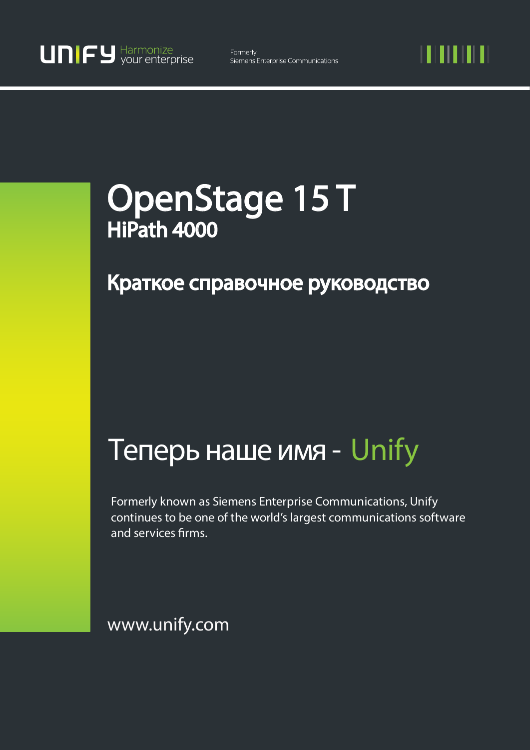UNIFY Harmonize your enterprise

Formerly
Siemens Enterprise Communications

# OpenStage 15 T
## HiPath 4000

## Краткое справочное руководство

# Теперь наше имя - Unify

Formerly known as Siemens Enterprise Communications, Unify continues to be one of the world's largest communications software and services firms.

www.unify.com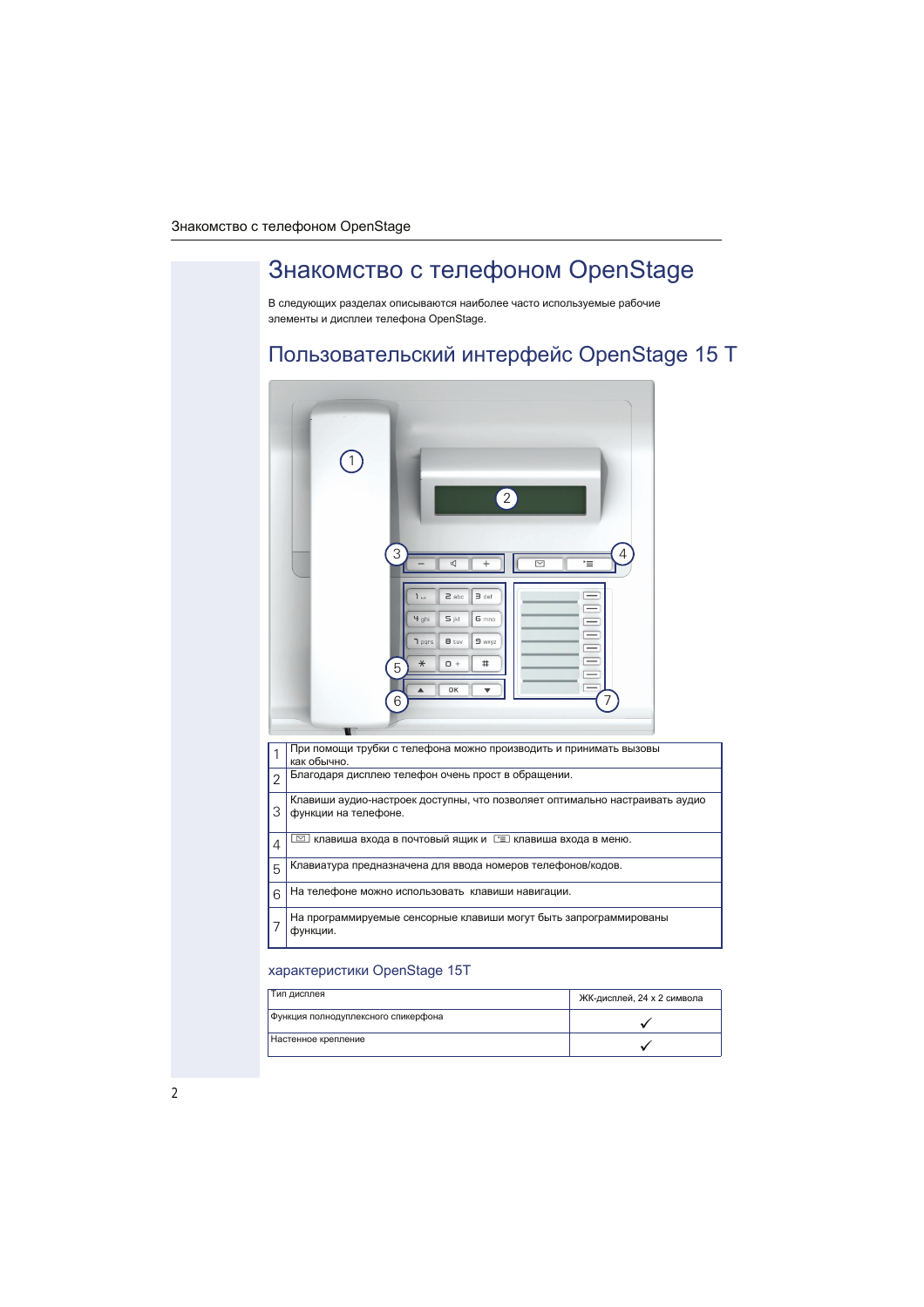# Знакомство с телефоном OpenStage

В следующих разделах описываются наиболее часто используемые рабочие элементы и дисплеи телефона OpenStage.

## Пользовательский интерфейс OpenStage 15 T

| | |
|---|---|
| 1 | При помощи трубки с телефона можно производить и принимать вызовы как обычно. |
| 2 | Благодаря дисплею телефон очень прост в обращении. |
| 3 | Клавиши аудио-настроек доступны, что позволяет оптимально настраивать аудио функции на телефоне. |
| 4 | клавиша входа в почтовый ящик и клавиша входа в меню. |
| 5 | Клавиатура предназначена для ввода номеров телефонов/кодов. |
| 6 | На телефоне можно использовать клавиши навигации. |
| 7 | На программируемые сенсорные клавиши могут быть запрограммированы функции. |

### характеристики OpenStage 15T

| | |
|---|---|
| Тип дисплея | ЖК-дисплей, 24 x 2 символа |
| Функция полнодуплексного спикерфона | ✓ |
| Настенное крепление | ✓ |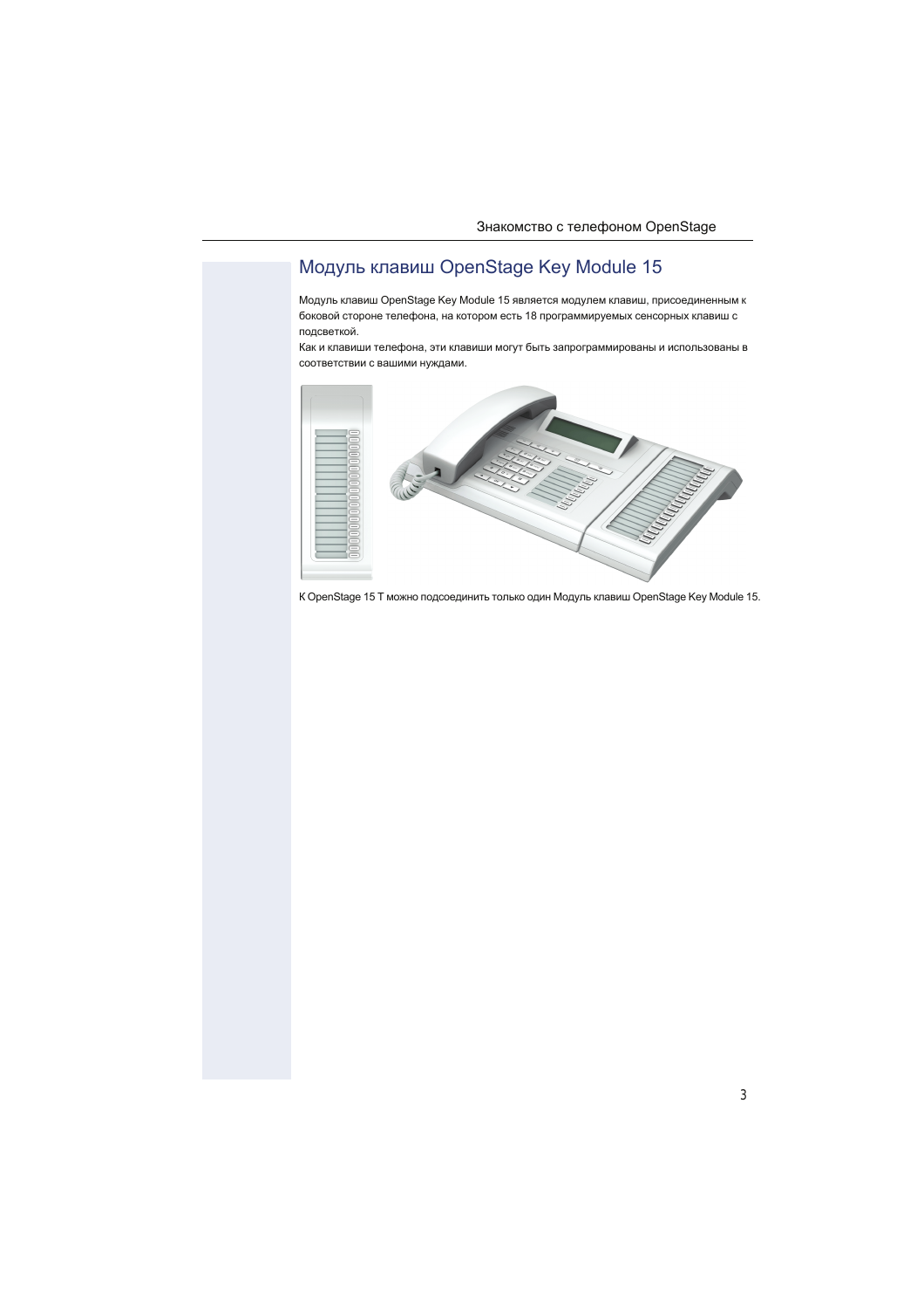## Модуль клавиш OpenStage Key Module 15

Модуль клавиш OpenStage Key Module 15 является модулем клавиш, присоединенным к боковой стороне телефона, на котором есть 18 программируемых сенсорных клавиш с подсветкой.

Как и клавиши телефона, эти клавиши могут быть запрограммированы и использованы в соответствии с вашими нуждами.

К OpenStage 15 T можно подсоединить только один Модуль клавиш OpenStage Key Module 15.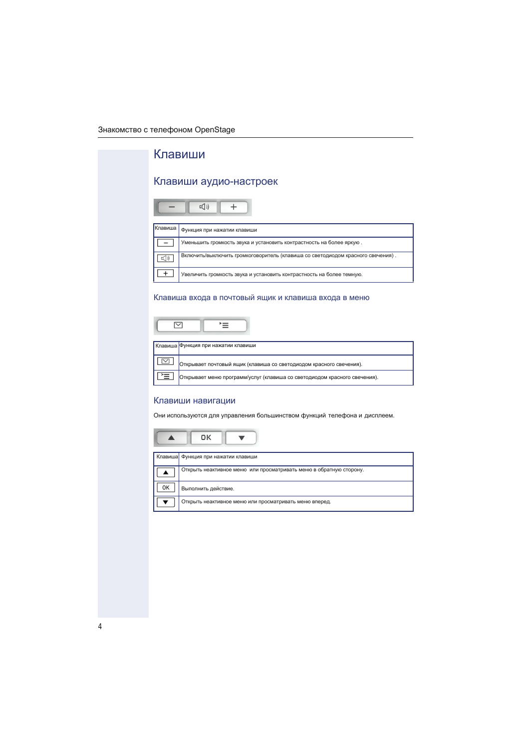# Клавиши

## Клавиши аудио-настроек

| Клавиша | Функция при нажатии клавиши |
|---|---|
| − | Уменьшить громкость звука и установить контрастность на более яркую . |
| 🔊 | Включить/выключить громкоговоритель (клавиша со светодиодом красного свечения) . |
| + | Увеличить громкость звука и установить контрастность на более темную. |

## Клавиша входа в почтовый ящик и клавиша входа в меню

| Клавиша | Функция при нажатии клавиши |
|---|---|
| ✉ | Открывает почтовый ящик (клавиша со светодиодом красного свечения). |
| ☰ | Открывает меню программ/услуг (клавиша со светодиодом красного свечения). |

## Клавиши навигации

Они используются для управления большинством функций телефона и дисплеем.

| Клавиша | Функция при нажатии клавиши |
|---|---|
| ▲ | Открыть неактивное меню или просматривать меню в обратную сторону. |
| OK | Выполнить действие. |
| ▼ | Открыть неактивное меню или просматривать меню вперед. |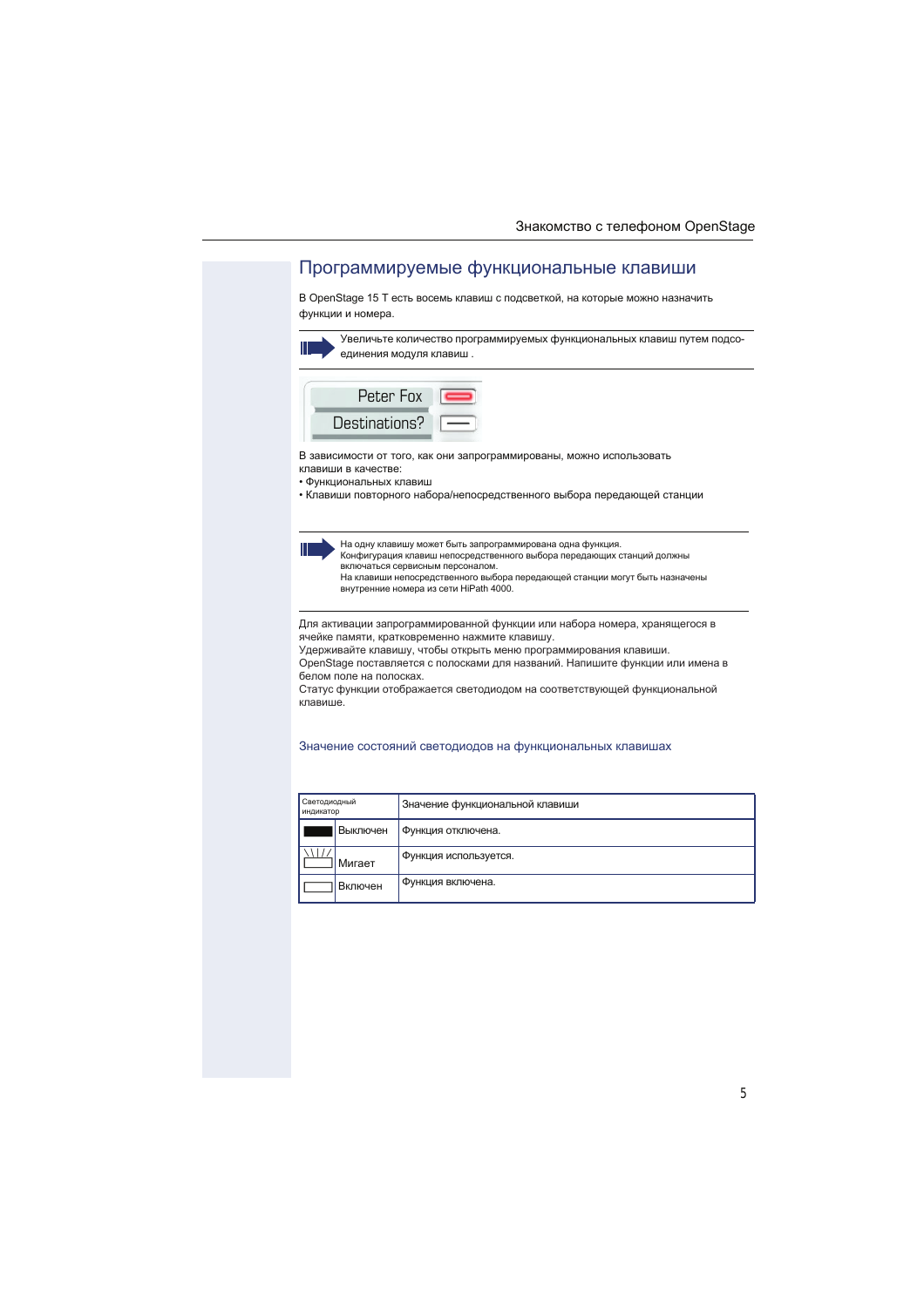## Программируемые функциональные клавиши

В OpenStage 15 T есть восемь клавиш с подсветкой, на которые можно назначить функции и номера.

Увеличьте количество программируемых функциональных клавиш путем подсоединения модуля клавиш .

Peter Fox

Destinations?

В зависимости от того, как они запрограммированы, можно использовать клавиши в качестве:

- Функциональных клавиш
- Клавиши повторного набора/непосредственного выбора передающей станции

На одну клавишу может быть запрограммирована одна функция.
Конфигурация клавиш непосредственного выбора передающих станций должны включаться сервисным персоналом.
На клавиши непосредственного выбора передающей станции могут быть назначены внутренние номера из сети HiPath 4000.

Для активации запрограммированной функции или набора номера, хранящегося в ячейке памяти, кратковременно нажмите клавишу.
Удерживайте клавишу, чтобы открыть меню программирования клавиши.
OpenStage поставляется с полосками для названий. Напишите функции или имена в белом поле на полосках.
Статус функции отображается светодиодом на соответствующей функциональной клавише.

### Значение состояний светодиодов на функциональных клавишах

| Светодиодный индикатор | Значение функциональной клавиши |
|---|---|
| Выключен | Функция отключена. |
| Мигает | Функция используется. |
| Включен | Функция включена. |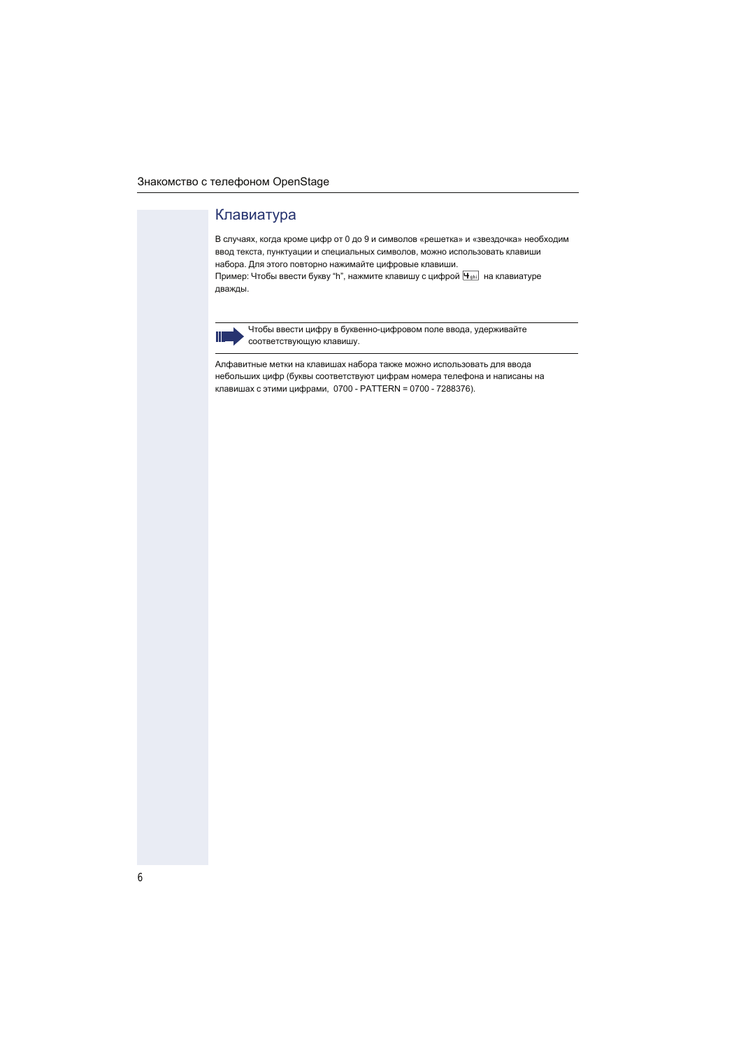## Клавиатура

В случаях, когда кроме цифр от 0 до 9 и символов «решетка» и «звездочка» необходим ввод текста, пунктуации и специальных символов, можно использовать клавиши набора. Для этого повторно нажимайте цифровые клавиши.
Пример: Чтобы ввести букву "h", нажмите клавишу с цифрой 4ghi на клавиатуре дважды.

> Чтобы ввести цифру в буквенно-цифровом поле ввода, удерживайте соответствующую клавишу.

Алфавитные метки на клавишах набора также можно использовать для ввода небольших цифр (буквы соответствуют цифрам номера телефона и написаны на клавишах с этими цифрами, 0700 - PATTERN = 0700 - 7288376).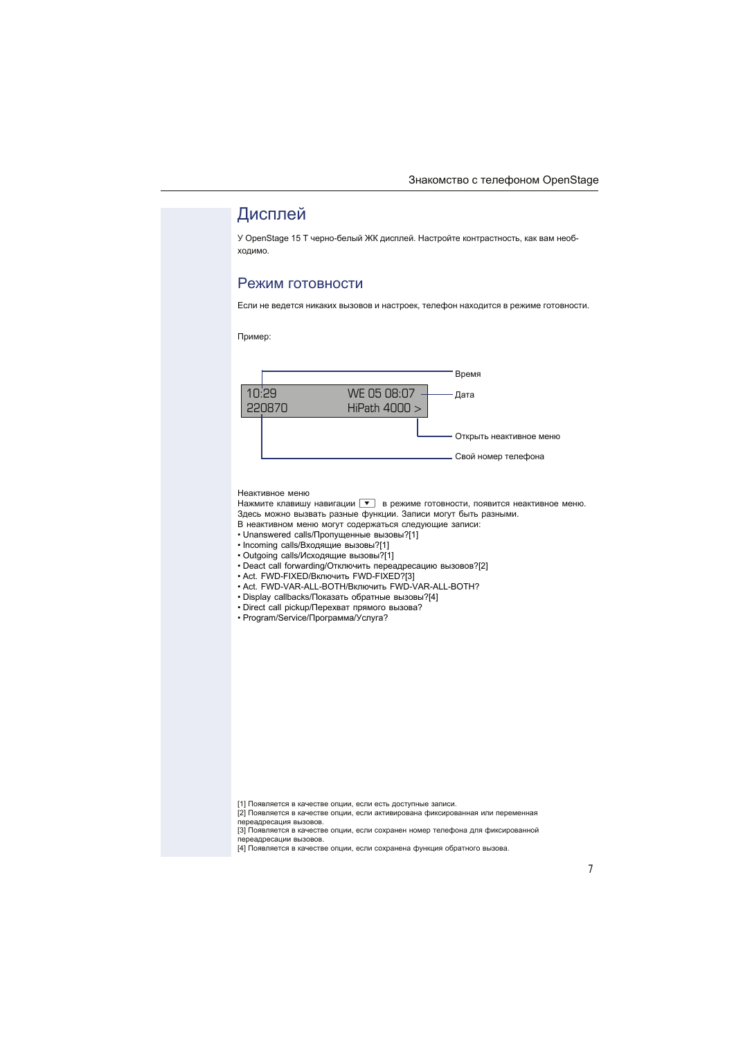# Дисплей

У OpenStage 15 T черно-белый ЖК дисплей. Настройте контрастность, как вам необходимо.

## Режим готовности

Если не ведется никаких вызовов и настроек, телефон находится в режиме готовности.

Пример:

```
10:29              WE 05 08:07
220870             HiPath 4000 >
```

- Время
- Дата
- Открыть неактивное меню
- Свой номер телефона

Неактивное меню

Нажмите клавишу навигации ▼ в режиме готовности, появится неактивное меню. Здесь можно вызвать разные функции. Записи могут быть разными.

В неактивном меню могут содержаться следующие записи:

- Unanswered calls/Пропущенные вызовы?[1]
- Incoming calls/Входящие вызовы?[1]
- Outgoing calls/Исходящие вызовы?[1]
- Deact call forwarding/Отключить переадресацию вызовов?[2]
- Act. FWD-FIXED/Включить FWD-FIXED?[3]
- Act. FWD-VAR-ALL-BOTH/Включить FWD-VAR-ALL-BOTH?
- Display callbacks/Показать обратные вызовы?[4]
- Direct call pickup/Перехват прямого вызова?
- Program/Service/Программа/Услуга?

[1] Появляется в качестве опции, если есть доступные записи.
[2] Появляется в качестве опции, если активирована фиксированная или переменная переадресация вызовов.
[3] Появляется в качестве опции, если сохранен номер телефона для фиксированной переадресации вызовов.
[4] Появляется в качестве опции, если сохранена функция обратного вызова.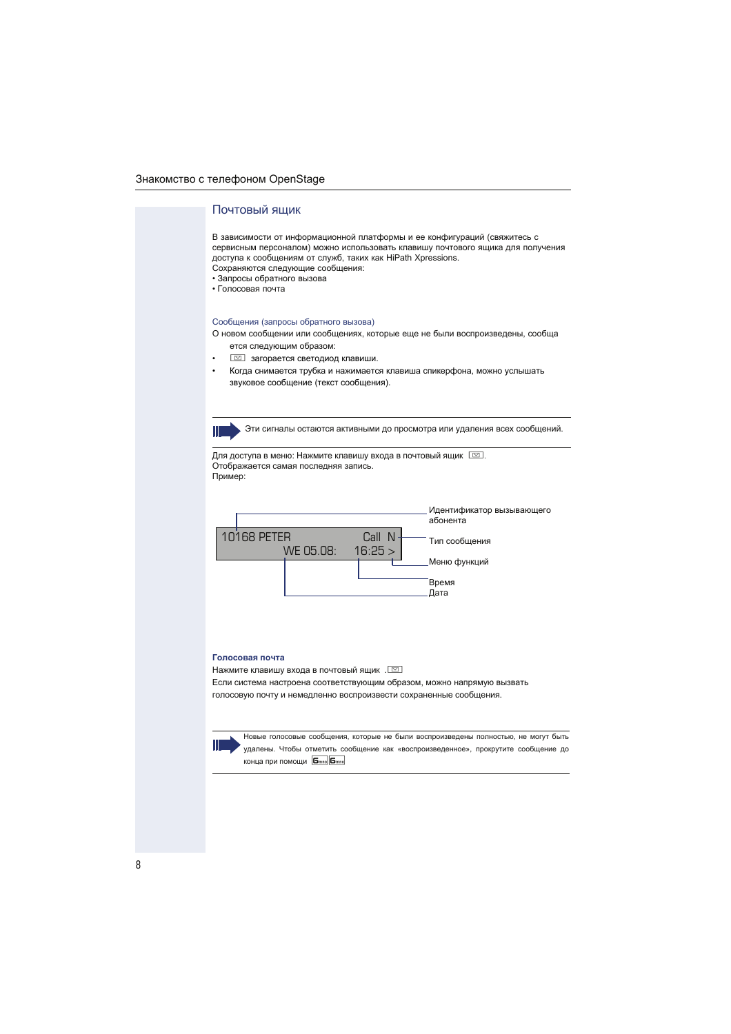## Почтовый ящик

В зависимости от информационной платформы и ее конфигураций (свяжитесь с сервисным персоналом) можно использовать клавишу почтового ящика для получения доступа к сообщениям от служб, таких как HiPath Xpressions.
Сохраняются следующие сообщения:
• Запросы обратного вызова
• Голосовая почта

### Сообщения (запросы обратного вызова)

О новом сообщении или сообщениях, которые еще не были воспроизведены, сообща ется следующим образом:

- ✉ загорается светодиод клавиши.
- Когда снимается трубка и нажимается клавиша спикерфона, можно услышать звуковое сообщение (текст сообщения).

> Эти сигналы остаются активными до просмотра или удаления всех сообщений.

Для доступа в меню: Нажмите клавишу входа в почтовый ящик ✉.
Отображается самая последняя запись.
Пример:

```
10168 PETER        Call  N
      WE 05.08:   16:25 >
```

- Идентификатор вызывающего абонента
- Тип сообщения
- Меню функций
- Время
- Дата

### Голосовая почта

Нажмите клавишу входа в почтовый ящик .✉
Если система настроена соответствующим образом, можно напрямую вызвать голосовую почту и немедленно воспроизвести сохраненные сообщения.

> Новые голосовые сообщения, которые не были воспроизведены полностью, не могут быть удалены. Чтобы отметить сообщение как «воспроизведенное», прокрутите сообщение до конца при помощи 6 6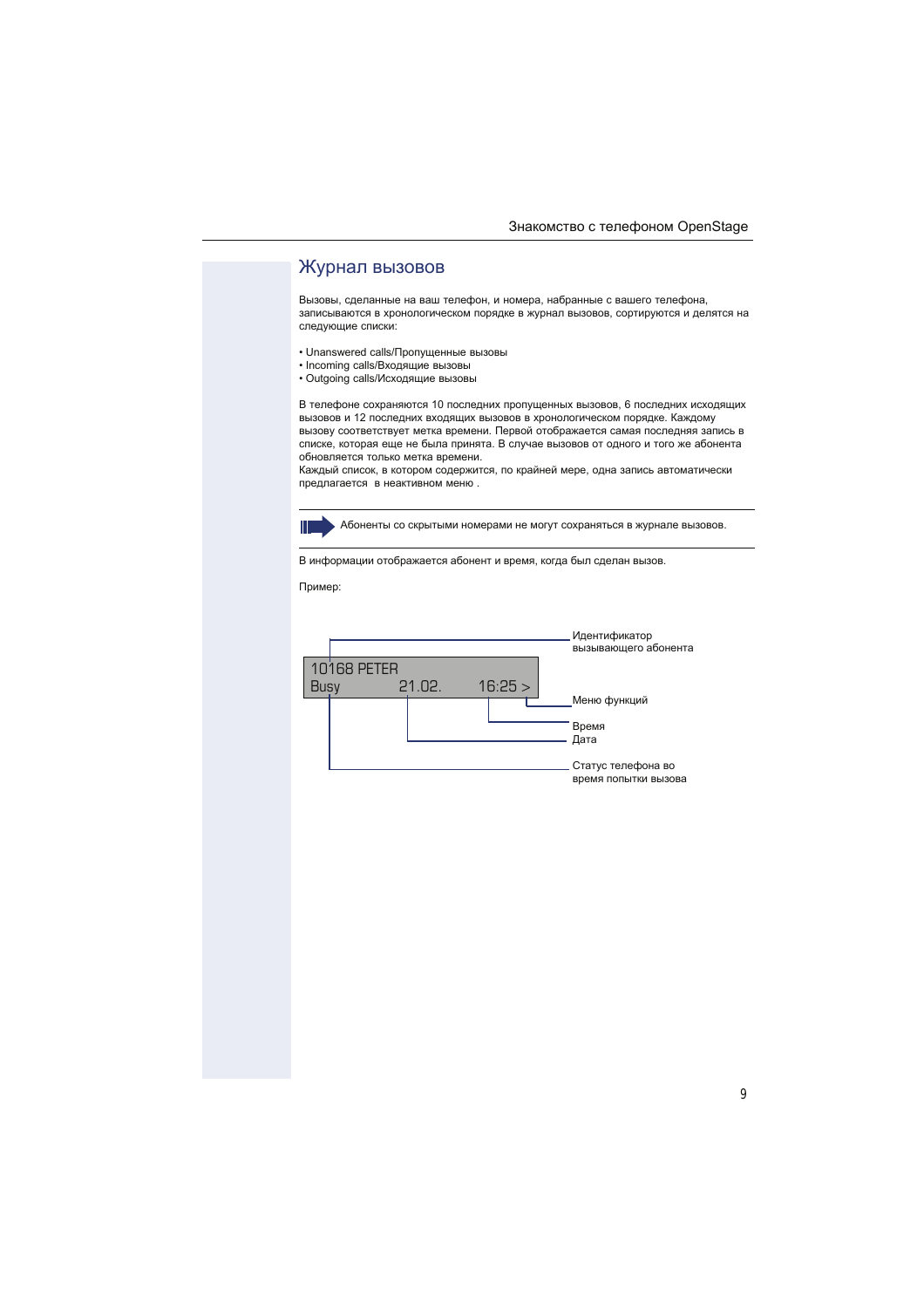## Журнал вызовов

Вызовы, сделанные на ваш телефон, и номера, набранные с вашего телефона, записываются в хронологическом порядке в журнал вызовов, сортируются и делятся на следующие списки:

- Unanswered calls/Пропущенные вызовы
- Incoming calls/Входящие вызовы
- Outgoing calls/Исходящие вызовы

В телефоне сохраняются 10 последних пропущенных вызовов, 6 последних исходящих вызовов и 12 последних входящих вызовов в хронологическом порядке. Каждому вызову соответствует метка времени. Первой отображается самая последняя запись в списке, которая еще не была принята. В случае вызовов от одного и того же абонента обновляется только метка времени.
Каждый список, в котором содержится, по крайней мере, одна запись автоматически предлагается в неактивном меню .

Абоненты со скрытыми номерами не могут сохраняться в журнале вызовов.

В информации отображается абонент и время, когда был сделан вызов.

Пример:

```
10168 PETER
Busy        21.02.      16:25 >
```

- Идентификатор вызывающего абонента
- Меню функций
- Время
- Дата
- Статус телефона во время попытки вызова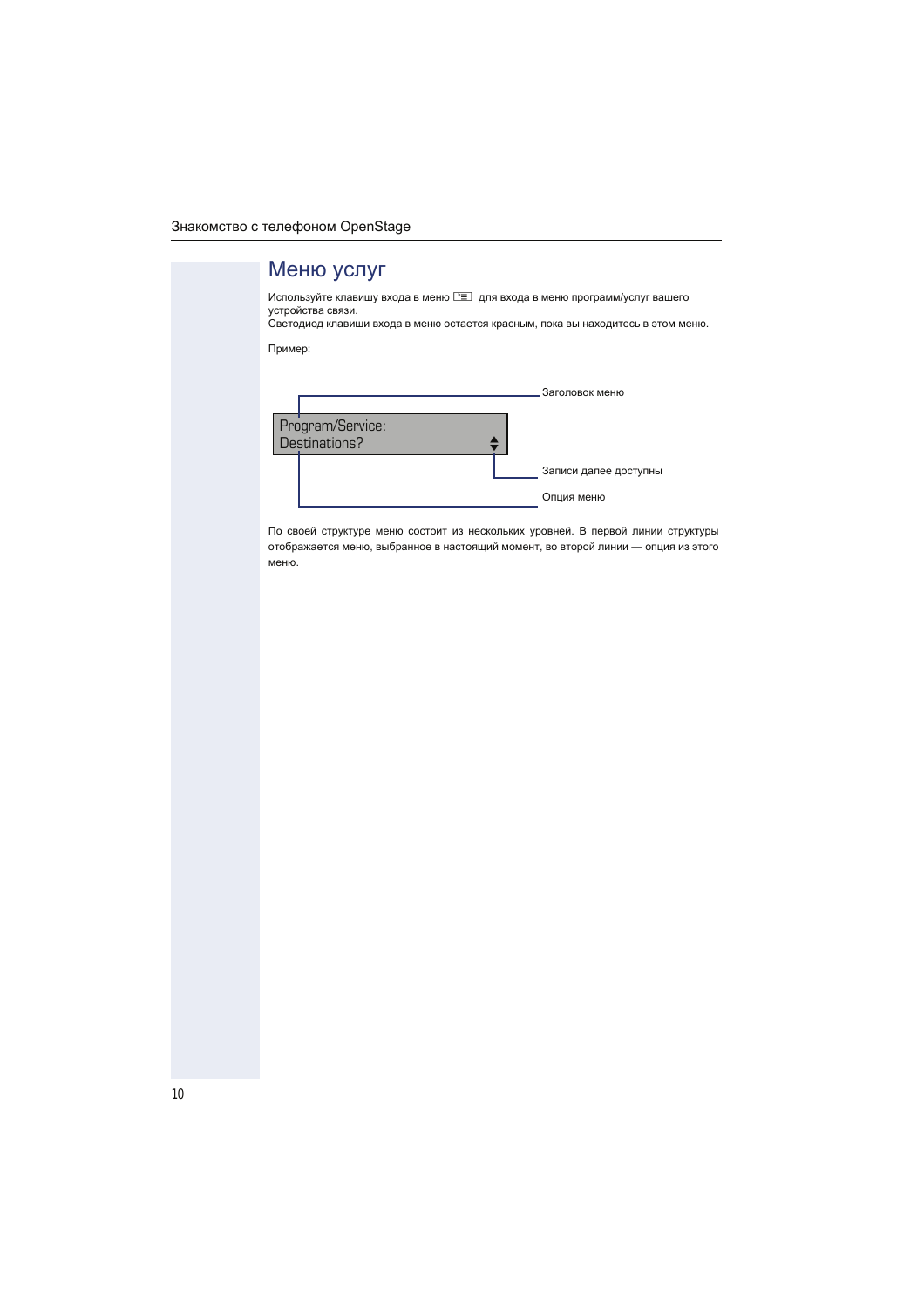# Меню услуг

Используйте клавишу входа в меню для входа в меню программ/услуг вашего устройства связи.
Светодиод клавиши входа в меню остается красным, пока вы находитесь в этом меню.

Пример:

Заголовок меню

Program/Service:
Destinations?

Записи далее доступны

Опция меню

По своей структуре меню состоит из нескольких уровней. В первой линии структуры отображается меню, выбранное в настоящий момент, во второй линии — опция из этого меню.